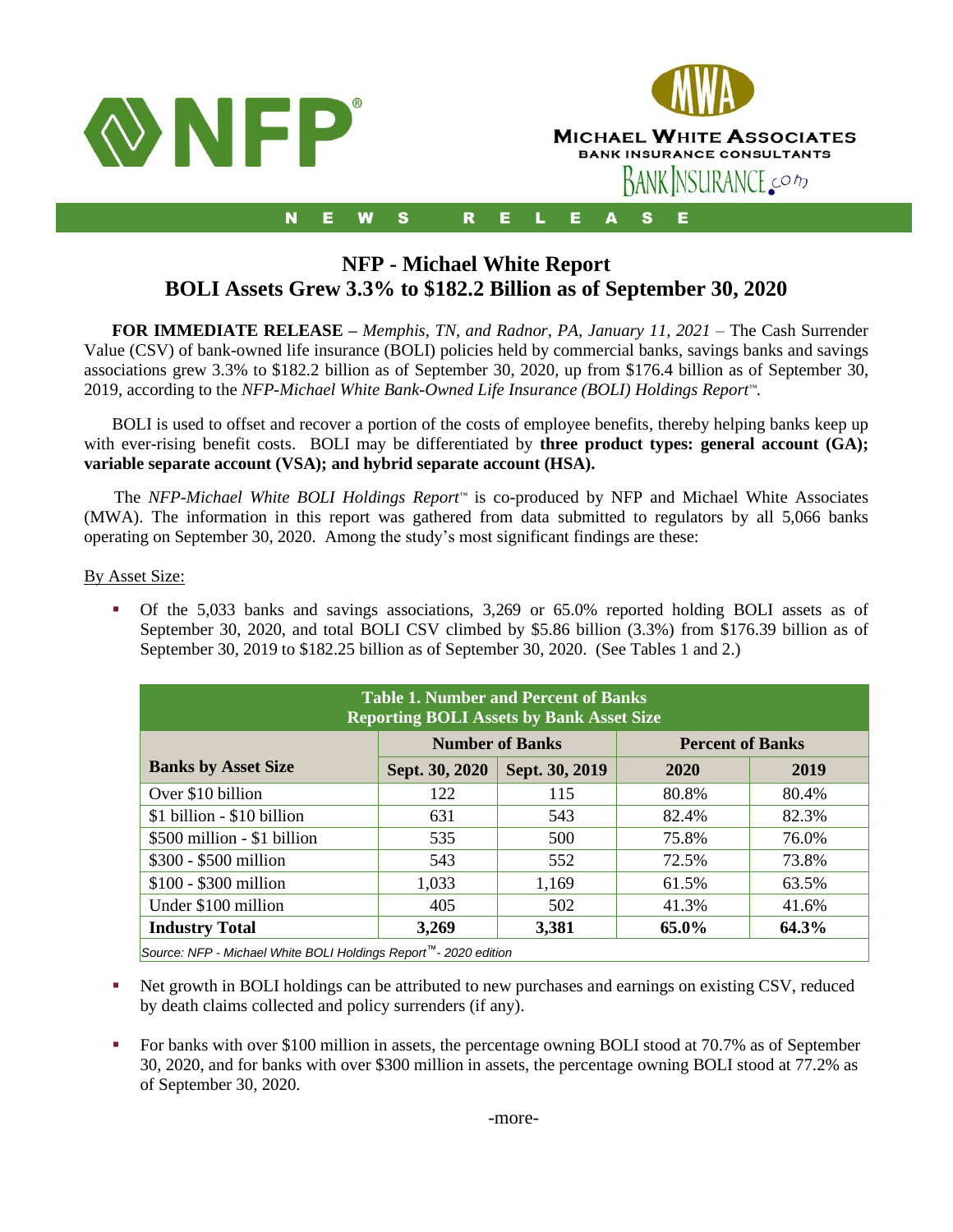NFP®

MWA
MICHAEL WHITE ASSOCIATES
BANK INSURANCE CONSULTANTS
BANKINSURANCE.com

NEWS RELEASE

# NFP - Michael White Report
# BOLI Assets Grew 3.3% to $182.2 Billion as of September 30, 2020

**FOR IMMEDIATE RELEASE –** *Memphis, TN, and Radnor, PA, January 11, 2021* – The Cash Surrender Value (CSV) of bank-owned life insurance (BOLI) policies held by commercial banks, savings banks and savings associations grew 3.3% to $182.2 billion as of September 30, 2020, up from $176.4 billion as of September 30, 2019, according to the *NFP-Michael White Bank-Owned Life Insurance (BOLI) Holdings Report*™.

BOLI is used to offset and recover a portion of the costs of employee benefits, thereby helping banks keep up with ever-rising benefit costs. BOLI may be differentiated by **three product types: general account (GA); variable separate account (VSA); and hybrid separate account (HSA).**

The *NFP-Michael White BOLI Holdings Report*™ is co-produced by NFP and Michael White Associates (MWA). The information in this report was gathered from data submitted to regulators by all 5,066 banks operating on September 30, 2020. Among the study's most significant findings are these:

By Asset Size:

- Of the 5,033 banks and savings associations, 3,269 or 65.0% reported holding BOLI assets as of September 30, 2020, and total BOLI CSV climbed by $5.86 billion (3.3%) from $176.39 billion as of September 30, 2019 to $182.25 billion as of September 30, 2020. (See Tables 1 and 2.)

**Table 1. Number and Percent of Banks Reporting BOLI Assets by Bank Asset Size**

| Banks by Asset Size | Number of Banks | | Percent of Banks | |
|---|---|---|---|---|
| | Sept. 30, 2020 | Sept. 30, 2019 | 2020 | 2019 |
| Over $10 billion | 122 | 115 | 80.8% | 80.4% |
| $1 billion - $10 billion | 631 | 543 | 82.4% | 82.3% |
| $500 million - $1 billion | 535 | 500 | 75.8% | 76.0% |
| $300 - $500 million | 543 | 552 | 72.5% | 73.8% |
| $100 - $300 million | 1,033 | 1,169 | 61.5% | 63.5% |
| Under $100 million | 405 | 502 | 41.3% | 41.6% |
| **Industry Total** | **3,269** | **3,381** | **65.0%** | **64.3%** |

*Source: NFP - Michael White BOLI Holdings Report™- 2020 edition*

- Net growth in BOLI holdings can be attributed to new purchases and earnings on existing CSV, reduced by death claims collected and policy surrenders (if any).

- For banks with over $100 million in assets, the percentage owning BOLI stood at 70.7% as of September 30, 2020, and for banks with over $300 million in assets, the percentage owning BOLI stood at 77.2% as of September 30, 2020.

-more-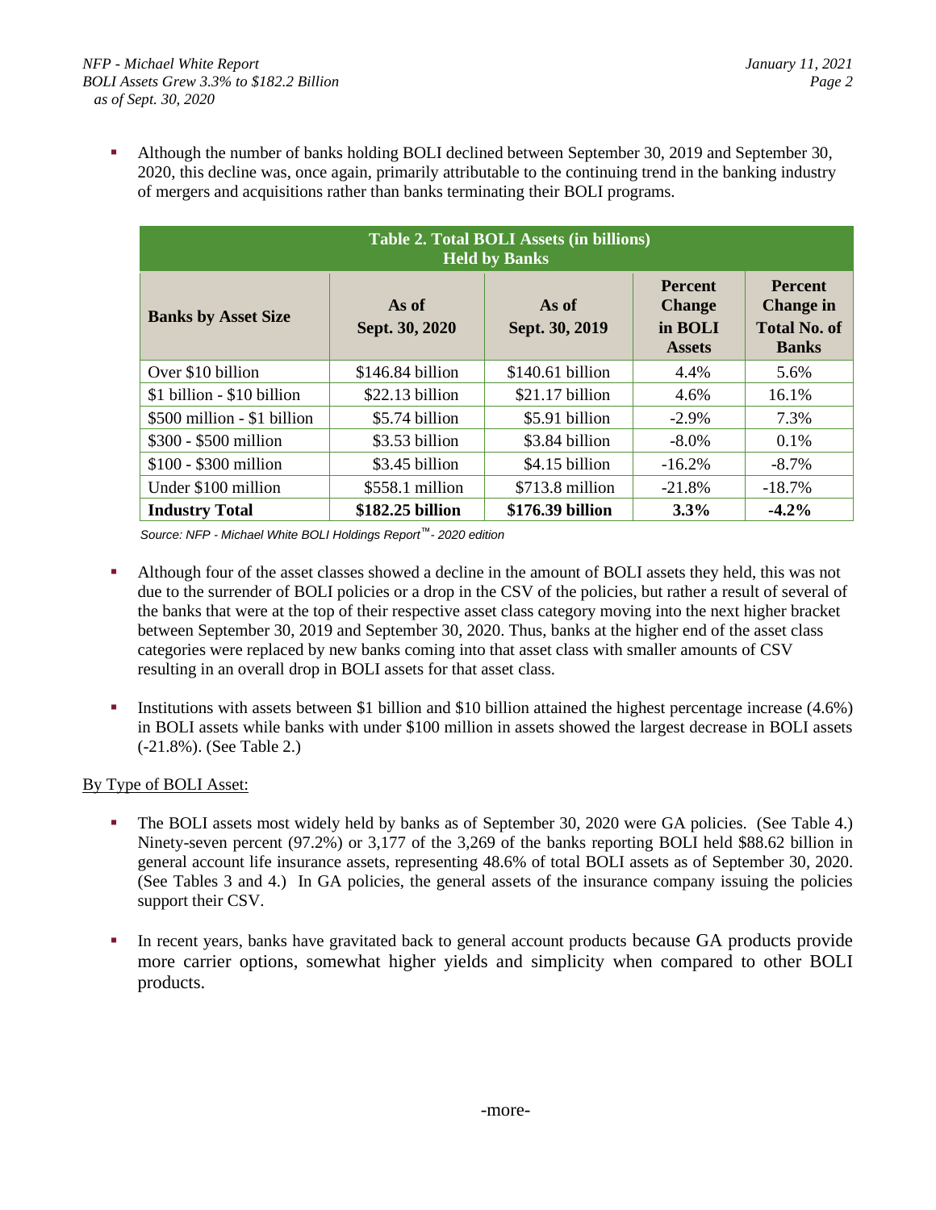- Although the number of banks holding BOLI declined between September 30, 2019 and September 30, 2020, this decline was, once again, primarily attributable to the continuing trend in the banking industry of mergers and acquisitions rather than banks terminating their BOLI programs.

| Table 2. Total BOLI Assets (in billions) Held by Banks | | | | |
|---|---|---|---|---|
| **Banks by Asset Size** | **As of Sept. 30, 2020** | **As of Sept. 30, 2019** | **Percent Change in BOLI Assets** | **Percent Change in Total No. of Banks** |
| Over $10 billion | $146.84 billion | $140.61 billion | 4.4% | 5.6% |
| $1 billion - $10 billion | $22.13 billion | $21.17 billion | 4.6% | 16.1% |
| $500 million - $1 billion | $5.74 billion | $5.91 billion | -2.9% | 7.3% |
| $300 - $500 million | $3.53 billion | $3.84 billion | -8.0% | 0.1% |
| $100 - $300 million | $3.45 billion | $4.15 billion | -16.2% | -8.7% |
| Under $100 million | $558.1 million | $713.8 million | -21.8% | -18.7% |
| **Industry Total** | **$182.25 billion** | **$176.39 billion** | **3.3%** | **-4.2%** |

*Source: NFP - Michael White BOLI Holdings Report™ - 2020 edition*

- Although four of the asset classes showed a decline in the amount of BOLI assets they held, this was not due to the surrender of BOLI policies or a drop in the CSV of the policies, but rather a result of several of the banks that were at the top of their respective asset class category moving into the next higher bracket between September 30, 2019 and September 30, 2020. Thus, banks at the higher end of the asset class categories were replaced by new banks coming into that asset class with smaller amounts of CSV resulting in an overall drop in BOLI assets for that asset class.

- Institutions with assets between $1 billion and $10 billion attained the highest percentage increase (4.6%) in BOLI assets while banks with under $100 million in assets showed the largest decrease in BOLI assets (-21.8%). (See Table 2.)

By Type of BOLI Asset:

- The BOLI assets most widely held by banks as of September 30, 2020 were GA policies. (See Table 4.) Ninety-seven percent (97.2%) or 3,177 of the 3,269 of the banks reporting BOLI held $88.62 billion in general account life insurance assets, representing 48.6% of total BOLI assets as of September 30, 2020. (See Tables 3 and 4.) In GA policies, the general assets of the insurance company issuing the policies support their CSV.

- In recent years, banks have gravitated back to general account products because GA products provide more carrier options, somewhat higher yields and simplicity when compared to other BOLI products.

-more-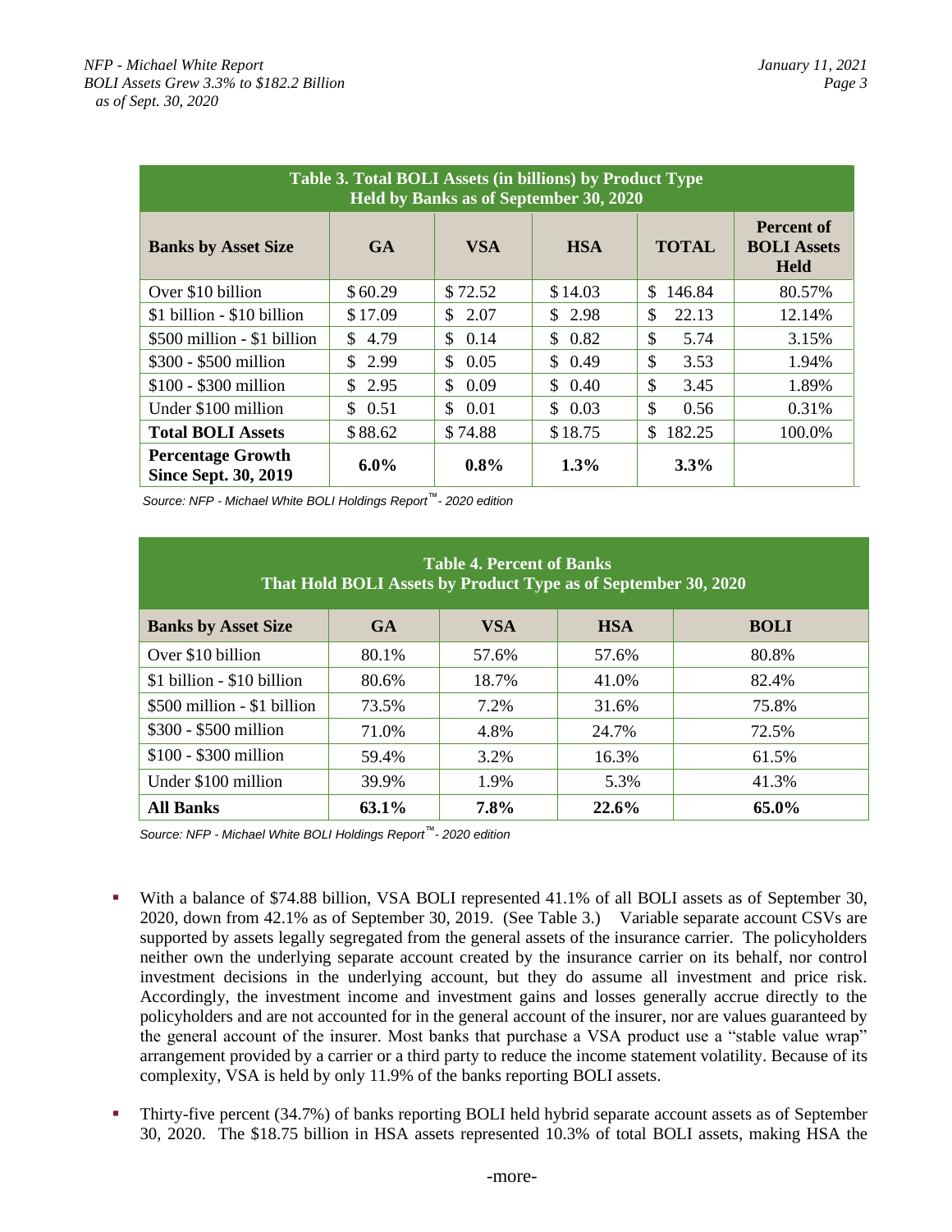**Table 3. Total BOLI Assets (in billions) by Product Type Held by Banks as of September 30, 2020**

| Banks by Asset Size | GA | VSA | HSA | TOTAL | Percent of BOLI Assets Held |
|---|---|---|---|---|---|
| Over $10 billion | $ 60.29 | $ 72.52 | $ 14.03 | $ 146.84 | 80.57% |
| $1 billion - $10 billion | $ 17.09 | $ 2.07 | $ 2.98 | $ 22.13 | 12.14% |
| $500 million - $1 billion | $ 4.79 | $ 0.14 | $ 0.82 | $ 5.74 | 3.15% |
| $300 - $500 million | $ 2.99 | $ 0.05 | $ 0.49 | $ 3.53 | 1.94% |
| $100 - $300 million | $ 2.95 | $ 0.09 | $ 0.40 | $ 3.45 | 1.89% |
| Under $100 million | $ 0.51 | $ 0.01 | $ 0.03 | $ 0.56 | 0.31% |
| **Total BOLI Assets** | $ 88.62 | $ 74.88 | $ 18.75 | $ 182.25 | 100.0% |
| **Percentage Growth Since Sept. 30, 2019** | **6.0%** | **0.8%** | **1.3%** | **3.3%** | |

*Source: NFP - Michael White BOLI Holdings Report™ - 2020 edition*

**Table 4. Percent of Banks That Hold BOLI Assets by Product Type as of September 30, 2020**

| Banks by Asset Size | GA | VSA | HSA | BOLI |
|---|---|---|---|---|
| Over $10 billion | 80.1% | 57.6% | 57.6% | 80.8% |
| $1 billion - $10 billion | 80.6% | 18.7% | 41.0% | 82.4% |
| $500 million - $1 billion | 73.5% | 7.2% | 31.6% | 75.8% |
| $300 - $500 million | 71.0% | 4.8% | 24.7% | 72.5% |
| $100 - $300 million | 59.4% | 3.2% | 16.3% | 61.5% |
| Under $100 million | 39.9% | 1.9% | 5.3% | 41.3% |
| **All Banks** | **63.1%** | **7.8%** | **22.6%** | **65.0%** |

*Source: NFP - Michael White BOLI Holdings Report™ - 2020 edition*

- With a balance of $74.88 billion, VSA BOLI represented 41.1% of all BOLI assets as of September 30, 2020, down from 42.1% as of September 30, 2019. (See Table 3.) Variable separate account CSVs are supported by assets legally segregated from the general assets of the insurance carrier. The policyholders neither own the underlying separate account created by the insurance carrier on its behalf, nor control investment decisions in the underlying account, but they do assume all investment and price risk. Accordingly, the investment income and investment gains and losses generally accrue directly to the policyholders and are not accounted for in the general account of the insurer, nor are values guaranteed by the general account of the insurer. Most banks that purchase a VSA product use a "stable value wrap" arrangement provided by a carrier or a third party to reduce the income statement volatility. Because of its complexity, VSA is held by only 11.9% of the banks reporting BOLI assets.

- Thirty-five percent (34.7%) of banks reporting BOLI held hybrid separate account assets as of September 30, 2020. The $18.75 billion in HSA assets represented 10.3% of total BOLI assets, making HSA the

-more-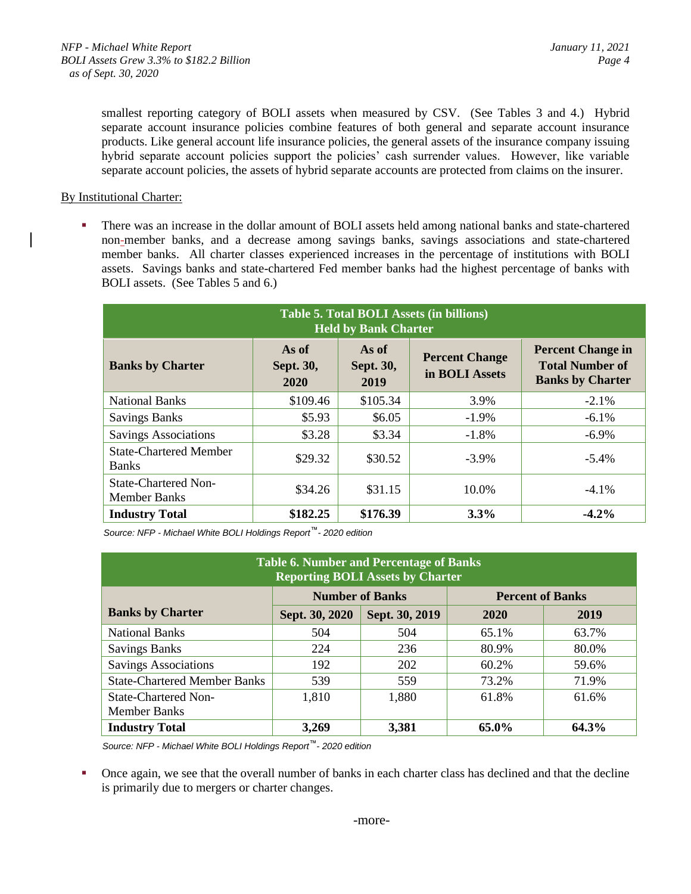smallest reporting category of BOLI assets when measured by CSV. (See Tables 3 and 4.) Hybrid separate account insurance policies combine features of both general and separate account insurance products. Like general account life insurance policies, the general assets of the insurance company issuing hybrid separate account policies support the policies' cash surrender values. However, like variable separate account policies, the assets of hybrid separate accounts are protected from claims on the insurer.

By Institutional Charter:

- There was an increase in the dollar amount of BOLI assets held among national banks and state-chartered non-member banks, and a decrease among savings banks, savings associations and state-chartered member banks. All charter classes experienced increases in the percentage of institutions with BOLI assets. Savings banks and state-chartered Fed member banks had the highest percentage of banks with BOLI assets. (See Tables 5 and 6.)

**Table 5. Total BOLI Assets (in billions) Held by Bank Charter**

| Banks by Charter | As of Sept. 30, 2020 | As of Sept. 30, 2019 | Percent Change in BOLI Assets | Percent Change in Total Number of Banks by Charter |
|---|---|---|---|---|
| National Banks | $109.46 | $105.34 | 3.9% | -2.1% |
| Savings Banks | $5.93 | $6.05 | -1.9% | -6.1% |
| Savings Associations | $3.28 | $3.34 | -1.8% | -6.9% |
| State-Chartered Member Banks | $29.32 | $30.52 | -3.9% | -5.4% |
| State-Chartered Non-Member Banks | $34.26 | $31.15 | 10.0% | -4.1% |
| **Industry Total** | **$182.25** | **$176.39** | **3.3%** | **-4.2%** |

*Source: NFP - Michael White BOLI Holdings Report™ - 2020 edition*

**Table 6. Number and Percentage of Banks Reporting BOLI Assets by Charter**

| | Number of Banks | | Percent of Banks | |
|---|---|---|---|---|
| **Banks by Charter** | **Sept. 30, 2020** | **Sept. 30, 2019** | **2020** | **2019** |
| National Banks | 504 | 504 | 65.1% | 63.7% |
| Savings Banks | 224 | 236 | 80.9% | 80.0% |
| Savings Associations | 192 | 202 | 60.2% | 59.6% |
| State-Chartered Member Banks | 539 | 559 | 73.2% | 71.9% |
| State-Chartered Non-Member Banks | 1,810 | 1,880 | 61.8% | 61.6% |
| **Industry Total** | **3,269** | **3,381** | **65.0%** | **64.3%** |

*Source: NFP - Michael White BOLI Holdings Report™ - 2020 edition*

- Once again, we see that the overall number of banks in each charter class has declined and that the decline is primarily due to mergers or charter changes.

-more-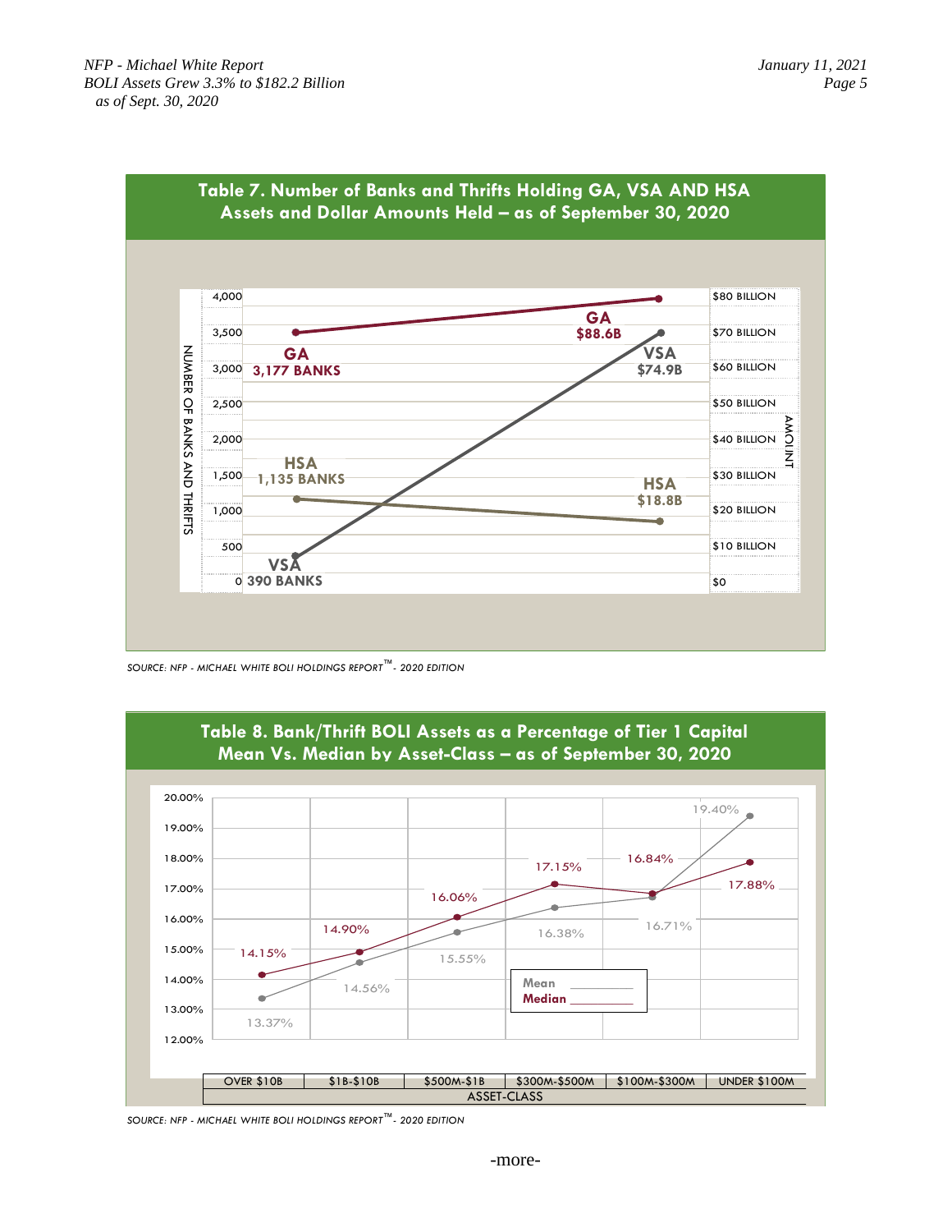## Table 7. Number of Banks and Thrifts Holding GA, VSA AND HSA Assets and Dollar Amounts Held – as of September 30, 2020

| | Number of Banks and Thrifts | Amount |
|---|---|---|
| GA | 3,177 BANKS | $88.6B |
| VSA | 390 BANKS | $74.9B |
| HSA | 1,135 BANKS | $18.8B |

*SOURCE: NFP - MICHAEL WHITE BOLI HOLDINGS REPORT™ - 2020 EDITION*

## Table 8. Bank/Thrift BOLI Assets as a Percentage of Tier 1 Capital Mean Vs. Median by Asset-Class – as of September 30, 2020

| Asset-Class | Mean | Median |
|---|---|---|
| OVER $10B | 13.37% | 14.15% |
| $1B-$10B | 14.56% | 14.90% |
| $500M-$1B | 15.55% | 16.06% |
| $300M-$500M | 16.38% | 17.15% |
| $100M-$300M | 16.71% | 16.84% |
| UNDER $100M | 19.40% | 17.88% |

*SOURCE: NFP - MICHAEL WHITE BOLI HOLDINGS REPORT™ - 2020 EDITION*

-more-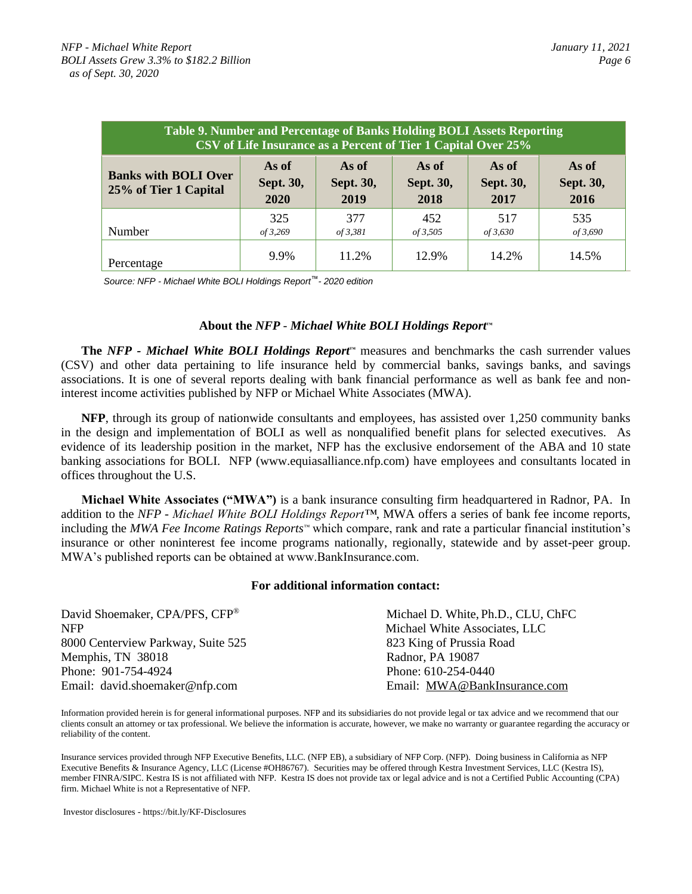| Table 9. Number and Percentage of Banks Holding BOLI Assets Reporting CSV of Life Insurance as a Percent of Tier 1 Capital Over 25% | | | | | |
|---|---|---|---|---|---|
| **Banks with BOLI Over 25% of Tier 1 Capital** | **As of Sept. 30, 2020** | **As of Sept. 30, 2019** | **As of Sept. 30, 2018** | **As of Sept. 30, 2017** | **As of Sept. 30, 2016** |
| Number | 325 *of 3,269* | 377 *of 3,381* | 452 *of 3,505* | 517 *of 3,630* | 535 *of 3,690* |
| Percentage | 9.9% | 11.2% | 12.9% | 14.2% | 14.5% |

*Source: NFP - Michael White BOLI Holdings Report™ - 2020 edition*

### About the *NFP - Michael White BOLI Holdings Report*™

**The *NFP - Michael White BOLI Holdings Report*™** measures and benchmarks the cash surrender values (CSV) and other data pertaining to life insurance held by commercial banks, savings banks, and savings associations. It is one of several reports dealing with bank financial performance as well as bank fee and noninterest income activities published by NFP or Michael White Associates (MWA).

**NFP**, through its group of nationwide consultants and employees, has assisted over 1,250 community banks in the design and implementation of BOLI as well as nonqualified benefit plans for selected executives. As evidence of its leadership position in the market, NFP has the exclusive endorsement of the ABA and 10 state banking associations for BOLI. NFP (www.equiasalliance.nfp.com) have employees and consultants located in offices throughout the U.S.

**Michael White Associates ("MWA")** is a bank insurance consulting firm headquartered in Radnor, PA. In addition to the *NFP - Michael White BOLI Holdings Report™*, MWA offers a series of bank fee income reports, including the *MWA Fee Income Ratings Reports*™ which compare, rank and rate a particular financial institution's insurance or other noninterest fee income programs nationally, regionally, statewide and by asset-peer group. MWA's published reports can be obtained at www.BankInsurance.com.

**For additional information contact:**

David Shoemaker, CPA/PFS, CFP®
NFP
8000 Centerview Parkway, Suite 525
Memphis, TN 38018
Phone: 901-754-4924
Email: david.shoemaker@nfp.com

Michael D. White, Ph.D., CLU, ChFC
Michael White Associates, LLC
823 King of Prussia Road
Radnor, PA 19087
Phone: 610-254-0440
Email: MWA@BankInsurance.com

Information provided herein is for general informational purposes. NFP and its subsidiaries do not provide legal or tax advice and we recommend that our clients consult an attorney or tax professional. We believe the information is accurate, however, we make no warranty or guarantee regarding the accuracy or reliability of the content.

Insurance services provided through NFP Executive Benefits, LLC. (NFP EB), a subsidiary of NFP Corp. (NFP). Doing business in California as NFP Executive Benefits & Insurance Agency, LLC (License #OH86767). Securities may be offered through Kestra Investment Services, LLC (Kestra IS), member FINRA/SIPC. Kestra IS is not affiliated with NFP. Kestra IS does not provide tax or legal advice and is not a Certified Public Accounting (CPA) firm. Michael White is not a Representative of NFP.

Investor disclosures - https://bit.ly/KF-Disclosures